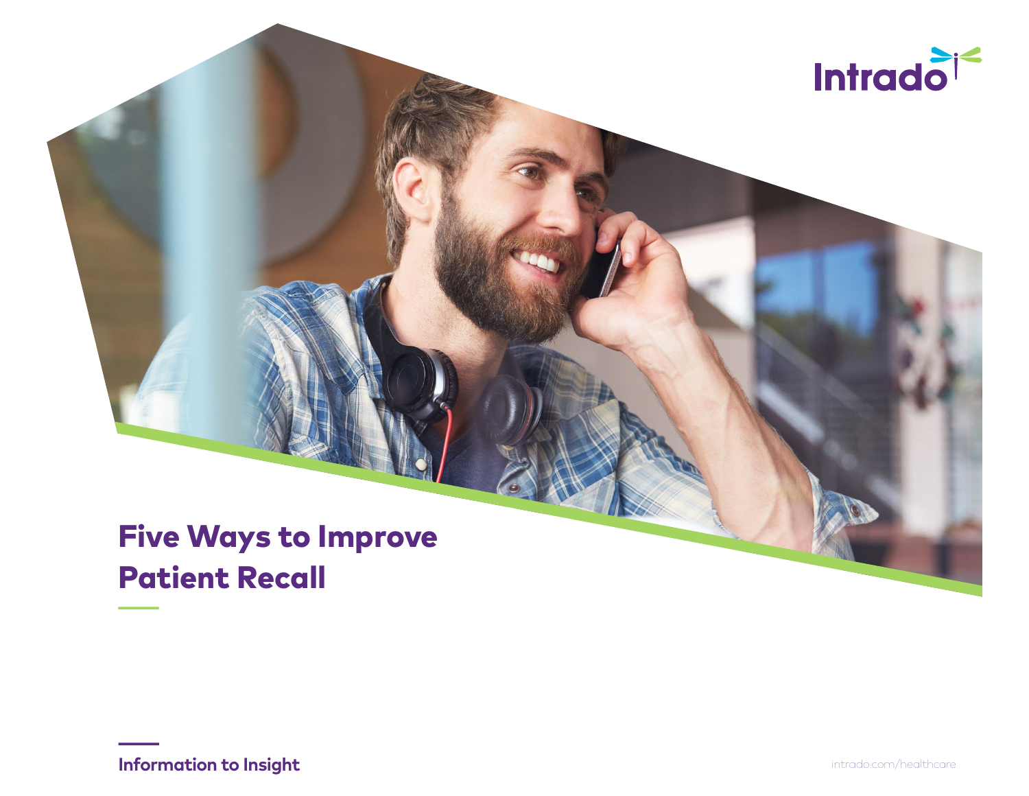Intrado

# Five Ways to Improve Patient Recall

Information to Insight

intrado.com/healthcare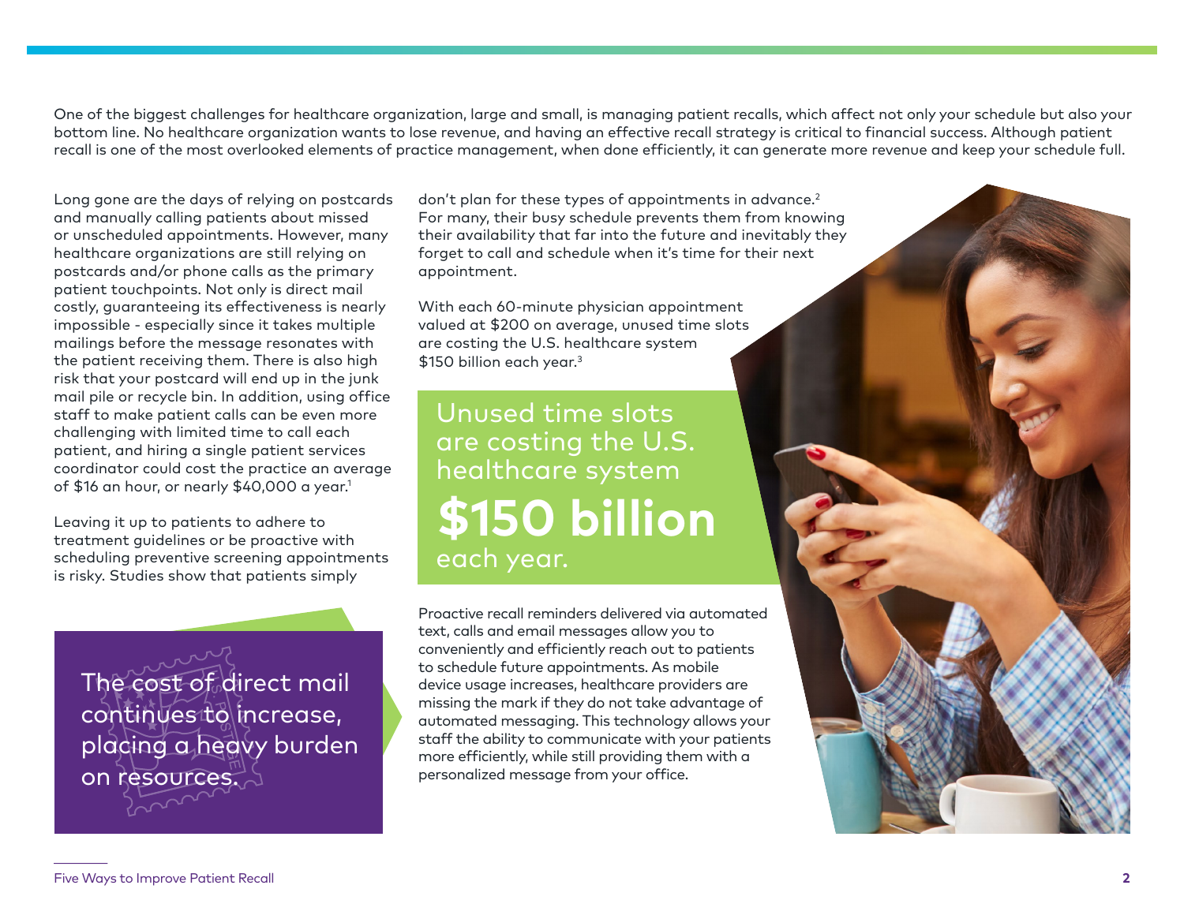One of the biggest challenges for healthcare organization, large and small, is managing patient recalls, which affect not only your schedule but also your bottom line. No healthcare organization wants to lose revenue, and having an effective recall strategy is critical to financial success. Although patient recall is one of the most overlooked elements of practice management, when done efficiently, it can generate more revenue and keep your schedule full.

Long gone are the days of relying on postcards and manually calling patients about missed or unscheduled appointments. However, many healthcare organizations are still relying on postcards and/or phone calls as the primary patient touchpoints. Not only is direct mail costly, guaranteeing its effectiveness is nearly impossible - especially since it takes multiple mailings before the message resonates with the patient receiving them. There is also high risk that your postcard will end up in the junk mail pile or recycle bin. In addition, using office staff to make patient calls can be even more challenging with limited time to call each patient, and hiring a single patient services coordinator could cost the practice an average of $16 an hour, or nearly $40,000 a year.[1]

Leaving it up to patients to adhere to treatment guidelines or be proactive with scheduling preventive screening appointments is risky. Studies show that patients simply don't plan for these types of appointments in advance.[2] For many, their busy schedule prevents them from knowing their availability that far into the future and inevitably they forget to call and schedule when it's time for their next appointment.

> The cost of direct mail continues to increase, placing a heavy burden on resources.

With each 60-minute physician appointment valued at $200 on average, unused time slots are costing the U.S. healthcare system $150 billion each year.[3]

> Unused time slots are costing the U.S. healthcare system **$150 billion** each year.

Proactive recall reminders delivered via automated text, calls and email messages allow you to conveniently and efficiently reach out to patients to schedule future appointments. As mobile device usage increases, healthcare providers are missing the mark if they do not take advantage of automated messaging. This technology allows your staff the ability to communicate with your patients more efficiently, while still providing them with a personalized message from your office.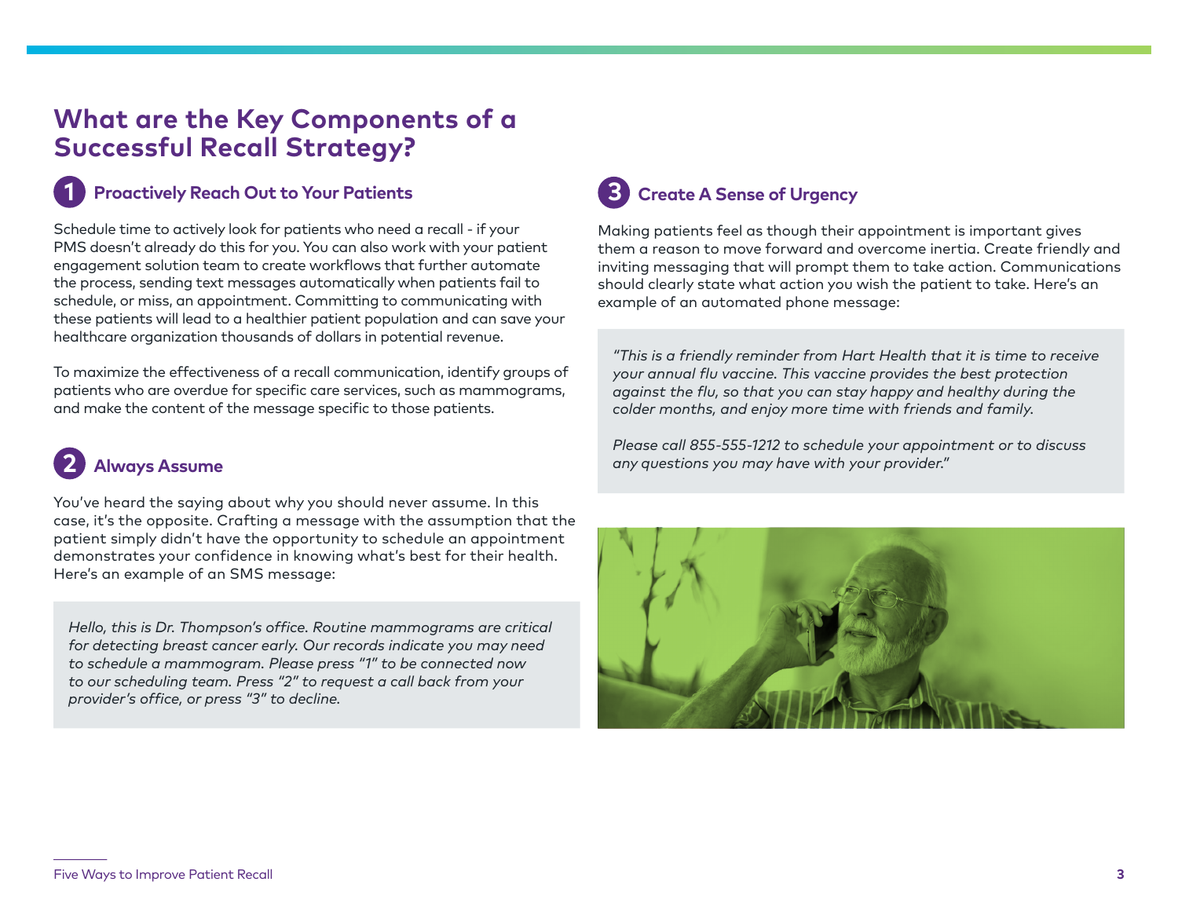# What are the Key Components of a Successful Recall Strategy?

## 1 Proactively Reach Out to Your Patients

Schedule time to actively look for patients who need a recall - if your PMS doesn't already do this for you. You can also work with your patient engagement solution team to create workflows that further automate the process, sending text messages automatically when patients fail to schedule, or miss, an appointment. Committing to communicating with these patients will lead to a healthier patient population and can save your healthcare organization thousands of dollars in potential revenue.

To maximize the effectiveness of a recall communication, identify groups of patients who are overdue for specific care services, such as mammograms, and make the content of the message specific to those patients.

## 2 Always Assume

You've heard the saying about why you should never assume. In this case, it's the opposite. Crafting a message with the assumption that the patient simply didn't have the opportunity to schedule an appointment demonstrates your confidence in knowing what's best for their health. Here's an example of an SMS message:

> *Hello, this is Dr. Thompson's office. Routine mammograms are critical for detecting breast cancer early. Our records indicate you may need to schedule a mammogram. Please press "1" to be connected now to our scheduling team. Press "2" to request a call back from your provider's office, or press "3" to decline.*

## 3 Create A Sense of Urgency

Making patients feel as though their appointment is important gives them a reason to move forward and overcome inertia. Create friendly and inviting messaging that will prompt them to take action. Communications should clearly state what action you wish the patient to take. Here's an example of an automated phone message:

> *"This is a friendly reminder from Hart Health that it is time to receive your annual flu vaccine. This vaccine provides the best protection against the flu, so that you can stay happy and healthy during the colder months, and enjoy more time with friends and family.*
>
> *Please call 855-555-1212 to schedule your appointment or to discuss any questions you may have with your provider."*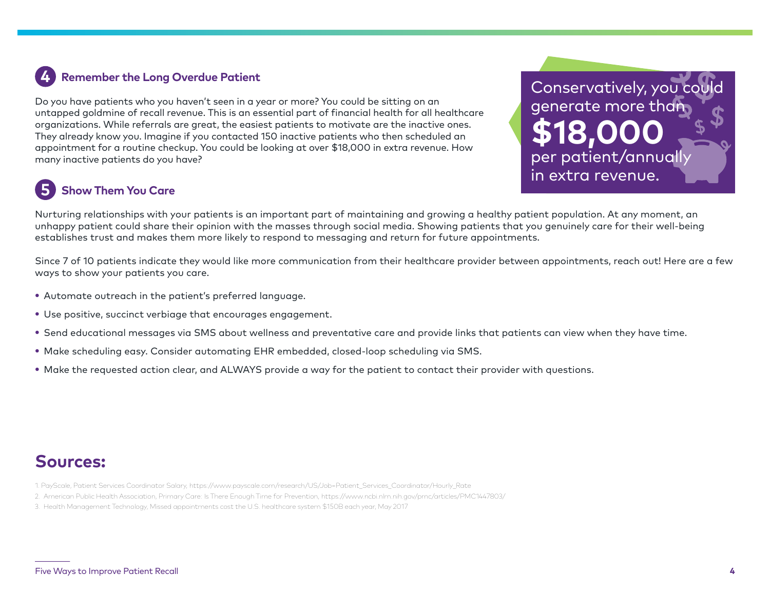## 4 Remember the Long Overdue Patient

Do you have patients who you haven't seen in a year or more? You could be sitting on an untapped goldmine of recall revenue. This is an essential part of financial health for all healthcare organizations. While referrals are great, the easiest patients to motivate are the inactive ones. They already know you. Imagine if you contacted 150 inactive patients who then scheduled an appointment for a routine checkup. You could be looking at over $18,000 in extra revenue. How many inactive patients do you have?

Conservatively, you could generate more than **$18,000** per patient/annually in extra revenue.

## 5 Show Them You Care

Nurturing relationships with your patients is an important part of maintaining and growing a healthy patient population. At any moment, an unhappy patient could share their opinion with the masses through social media. Showing patients that you genuinely care for their well-being establishes trust and makes them more likely to respond to messaging and return for future appointments.

Since 7 of 10 patients indicate they would like more communication from their healthcare provider between appointments, reach out! Here are a few ways to show your patients you care.

- Automate outreach in the patient's preferred language.
- Use positive, succinct verbiage that encourages engagement.
- Send educational messages via SMS about wellness and preventative care and provide links that patients can view when they have time.
- Make scheduling easy. Consider automating EHR embedded, closed-loop scheduling via SMS.
- Make the requested action clear, and ALWAYS provide a way for the patient to contact their provider with questions.

# Sources:

1. PayScale, Patient Services Coordinator Salary, https://www.payscale.com/research/US/Job=Patient_Services_Coordinator/Hourly_Rate
2. American Public Health Association, Primary Care: Is There Enough Time for Prevention, https://www.ncbi.nlm.nih.gov/pmc/articles/PMC1447803/
3. Health Management Technology, Missed appointments cost the U.S. healthcare system $150B each year, May 2017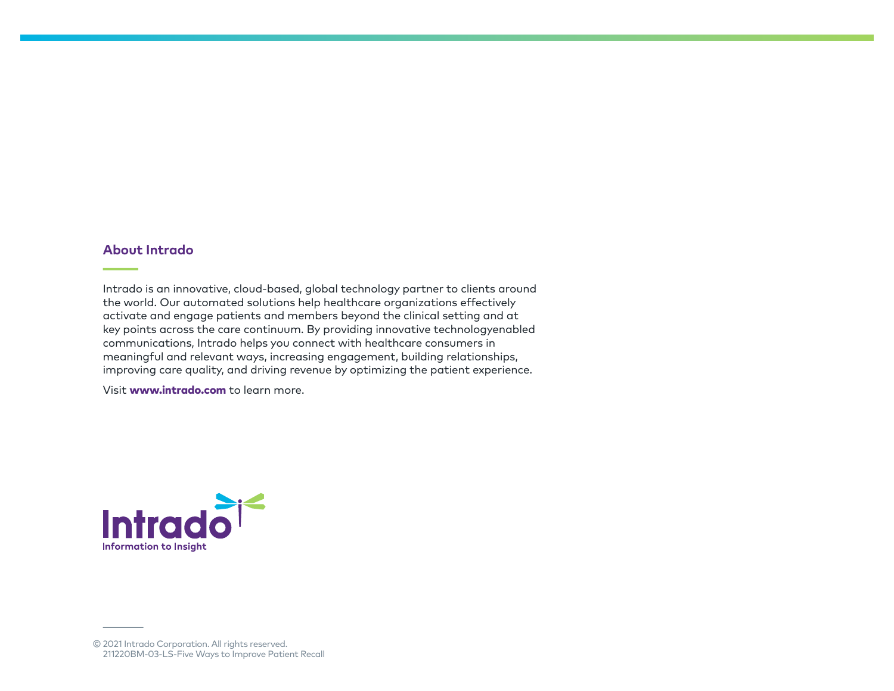## About Intrado

Intrado is an innovative, cloud-based, global technology partner to clients around the world. Our automated solutions help healthcare organizations effectively activate and engage patients and members beyond the clinical setting and at key points across the care continuum. By providing innovative technologyenabled communications, Intrado helps you connect with healthcare consumers in meaningful and relevant ways, increasing engagement, building relationships, improving care quality, and driving revenue by optimizing the patient experience.

Visit **www.intrado.com** to learn more.

Intrado
Information to Insight

© 2021 Intrado Corporation. All rights reserved.
211220BM-03-LS-Five Ways to Improve Patient Recall